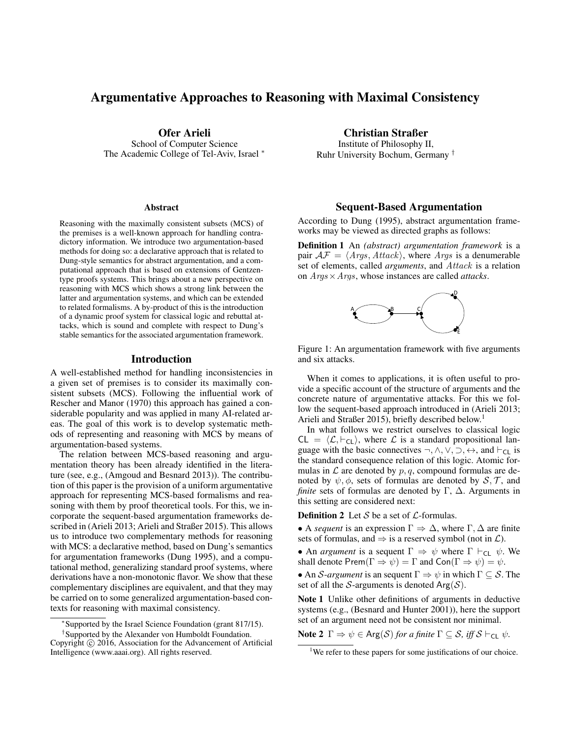# Argumentative Approaches to Reasoning with Maximal Consistency

**Ofer Arieli**
School of Computer Science
The Academic College of Tel-Aviv, Israel [*]

**Christian Straßer**
Institute of Philosophy II,
Ruhr University Bochum, Germany [†]

### Abstract

Reasoning with the maximally consistent subsets (MCS) of the premises is a well-known approach for handling contradictory information. We introduce two argumentation-based methods for doing so: a declarative approach that is related to Dung-style semantics for abstract argumentation, and a computational approach that is based on extensions of Gentzen-type proofs systems. This brings about a new perspective on reasoning with MCS which shows a strong link between the latter and argumentation systems, and which can be extended to related formalisms. A by-product of this is the introduction of a dynamic proof system for classical logic and rebuttal attacks, which is sound and complete with respect to Dung's stable semantics for the associated argumentation framework.

## Introduction

A well-established method for handling inconsistencies in a given set of premises is to consider its maximally consistent subsets (MCS). Following the influential work of Rescher and Manor (1970) this approach has gained a considerable popularity and was applied in many AI-related areas. The goal of this work is to develop systematic methods of representing and reasoning with MCS by means of argumentation-based systems.

The relation between MCS-based reasoning and argumentation theory has been already identified in the literature (see, e.g., (Amgoud and Besnard 2013)). The contribution of this paper is the provision of a uniform argumentative approach for representing MCS-based formalisms and reasoning with them by proof theoretical tools. For this, we incorporate the sequent-based argumentation frameworks described in (Arieli 2013; Arieli and Straßer 2015). This allows us to introduce two complementary methods for reasoning with MCS: a declarative method, based on Dung's semantics for argumentation frameworks (Dung 1995), and a computational method, generalizing standard proof systems, where derivations have a non-monotonic flavor. We show that these complementary disciplines are equivalent, and that they may be carried on to some generalized argumentation-based contexts for reasoning with maximal consistency.

[*] Supported by the Israel Science Foundation (grant 817/15).

[†] Supported by the Alexander von Humboldt Foundation.

Copyright © 2016, Association for the Advancement of Artificial Intelligence (www.aaai.org). All rights reserved.

## Sequent-Based Argumentation

According to Dung (1995), abstract argumentation frameworks may be viewed as directed graphs as follows:

**Definition 1** An *(abstract) argumentation framework* is a pair $\mathcal{AF} = \langle Args, Attack \rangle$, where $Args$ is a denumerable set of elements, called *arguments*, and $Attack$ is a relation on $Args \times Args$, whose instances are called *attacks*.

Figure 1: An argumentation framework with five arguments and six attacks.

When it comes to applications, it is often useful to provide a specific account of the structure of arguments and the concrete nature of argumentative attacks. For this we follow the sequent-based approach introduced in (Arieli 2013; Arieli and Straßer 2015), briefly described below.[1]

In what follows we restrict ourselves to classical logic $\mathsf{CL} = \langle \mathcal{L}, \vdash_{\mathsf{CL}} \rangle$, where $\mathcal{L}$ is a standard propositional language with the basic connectives $\neg, \wedge, \vee, \supset, \leftrightarrow$, and $\vdash_{\mathsf{CL}}$ is the standard consequence relation of this logic. Atomic formulas in $\mathcal{L}$ are denoted by $p, q$, compound formulas are denoted by $\psi, \phi$, sets of formulas are denoted by $\mathcal{S}, \mathcal{T}$, and *finite* sets of formulas are denoted by $\Gamma$, $\Delta$. Arguments in this setting are considered next:

**Definition 2** Let $\mathcal{S}$ be a set of $\mathcal{L}$-formulas.

- A *sequent* is an expression $\Gamma \Rightarrow \Delta$, where $\Gamma, \Delta$ are finite sets of formulas, and $\Rightarrow$ is a reserved symbol (not in $\mathcal{L}$).
- An *argument* is a sequent $\Gamma \Rightarrow \psi$ where $\Gamma \vdash_{\mathsf{CL}} \psi$. We shall denote $\mathsf{Prem}(\Gamma \Rightarrow \psi) = \Gamma$ and $\mathsf{Con}(\Gamma \Rightarrow \psi) = \psi$.
- An $\mathcal{S}$*-argument* is an sequent $\Gamma \Rightarrow \psi$ in which $\Gamma \subseteq \mathcal{S}$. The set of all the $\mathcal{S}$-arguments is denoted $\mathsf{Arg}(\mathcal{S})$.

**Note 1** Unlike other definitions of arguments in deductive systems (e.g., (Besnard and Hunter 2001)), here the support set of an argument need not be consistent nor minimal.

**Note 2** *$\Gamma \Rightarrow \psi \in \mathsf{Arg}(\mathcal{S})$ for a finite $\Gamma \subseteq \mathcal{S}$, iff $\mathcal{S} \vdash_{\mathsf{CL}} \psi$.*

[1] We refer to these papers for some justifications of our choice.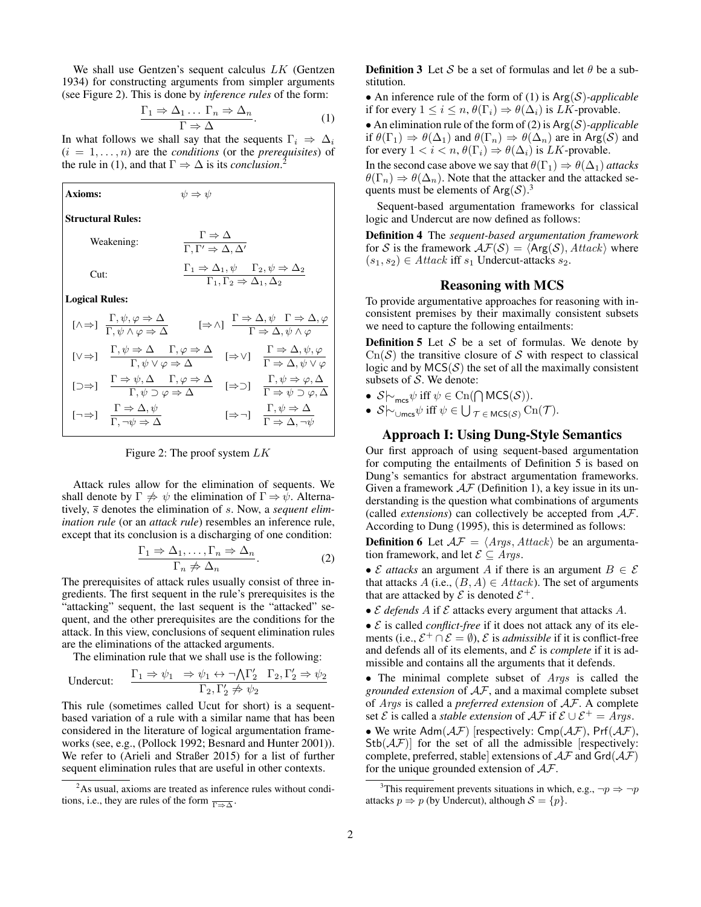We shall use Gentzen's sequent calculus $LK$ (Gentzen 1934) for constructing arguments from simpler arguments (see Figure 2). This is done by *inference rules* of the form:

$$\frac{\Gamma_1 \Rightarrow \Delta_1 \dots \Gamma_n \Rightarrow \Delta_n}{\Gamma \Rightarrow \Delta}. \tag{1}$$

In what follows we shall say that the sequents $\Gamma_i \Rightarrow \Delta_i$ ($i = 1, \dots, n$) are the *conditions* (or the *prerequisites*) of the rule in (1), and that $\Gamma \Rightarrow \Delta$ is its *conclusion*.[2]

**Axioms:** $\psi \Rightarrow \psi$

**Structural Rules:**

Weakening: $$\frac{\Gamma \Rightarrow \Delta}{\Gamma, \Gamma' \Rightarrow \Delta, \Delta'}$$

Cut: $$\frac{\Gamma_1 \Rightarrow \Delta_1, \psi \quad \Gamma_2, \psi \Rightarrow \Delta_2}{\Gamma_1, \Gamma_2 \Rightarrow \Delta_1, \Delta_2}$$

**Logical Rules:**

$[\wedge\Rightarrow]$ $$\frac{\Gamma, \psi, \varphi \Rightarrow \Delta}{\Gamma, \psi \wedge \varphi \Rightarrow \Delta}$$ $[\Rightarrow\wedge]$ $$\frac{\Gamma \Rightarrow \Delta, \psi \quad \Gamma \Rightarrow \Delta, \varphi}{\Gamma \Rightarrow \Delta, \psi \wedge \varphi}$$

$[\vee\Rightarrow]$ $$\frac{\Gamma, \psi \Rightarrow \Delta \quad \Gamma, \varphi \Rightarrow \Delta}{\Gamma, \psi \vee \varphi \Rightarrow \Delta}$$ $[\Rightarrow\vee]$ $$\frac{\Gamma \Rightarrow \Delta, \psi, \varphi}{\Gamma \Rightarrow \Delta, \psi \vee \varphi}$$

$[\supset\Rightarrow]$ $$\frac{\Gamma \Rightarrow \psi, \Delta \quad \Gamma, \varphi \Rightarrow \Delta}{\Gamma, \psi \supset \varphi \Rightarrow \Delta}$$ $[\Rightarrow\supset]$ $$\frac{\Gamma, \psi \Rightarrow \varphi, \Delta}{\Gamma \Rightarrow \psi \supset \varphi, \Delta}$$

$[\neg\Rightarrow]$ $$\frac{\Gamma \Rightarrow \Delta, \psi}{\Gamma, \neg\psi \Rightarrow \Delta}$$ $[\Rightarrow\neg]$ $$\frac{\Gamma, \psi \Rightarrow \Delta}{\Gamma \Rightarrow \Delta, \neg\psi}$$

Figure 2: The proof system $LK$

Attack rules allow for the elimination of sequents. We shall denote by $\Gamma \not\Rightarrow \psi$ the elimination of $\Gamma \Rightarrow \psi$. Alternatively, $\overline{s}$ denotes the elimination of $s$. Now, a *sequent elimination rule* (or an *attack rule*) resembles an inference rule, except that its conclusion is a discharging of one condition:

$$\frac{\Gamma_1 \Rightarrow \Delta_1, \dots, \Gamma_n \Rightarrow \Delta_n}{\Gamma_n \not\Rightarrow \Delta_n}. \tag{2}$$

The prerequisites of attack rules usually consist of three ingredients. The first sequent in the rule's prerequisites is the "attacking" sequent, the last sequent is the "attacked" sequent, and the other prerequisites are the conditions for the attack. In this view, conclusions of sequent elimination rules are the eliminations of the attacked arguments.

The elimination rule that we shall use is the following:

Undercut: $$\frac{\Gamma_1 \Rightarrow \psi_1 \quad \Rightarrow \psi_1 \leftrightarrow \neg\bigwedge\Gamma'_2 \quad \Gamma_2, \Gamma'_2 \Rightarrow \psi_2}{\Gamma_2, \Gamma'_2 \not\Rightarrow \psi_2}$$

This rule (sometimes called Ucut for short) is a sequent-based variation of a rule with a similar name that has been considered in the literature of logical argumentation frameworks (see, e.g., (Pollock 1992; Besnard and Hunter 2001)). We refer to (Arieli and Straßer 2015) for a list of further sequent elimination rules that are useful in other contexts.

[2] As usual, axioms are treated as inference rules without conditions, i.e., they are rules of the form $\overline{\Gamma \Rightarrow \Delta}$.

**Definition 3** Let $\mathcal{S}$ be a set of formulas and let $\theta$ be a substitution.

- An inference rule of the form of (1) is $\mathsf{Arg}(\mathcal{S})$*-applicable* if for every $1 \leq i \leq n$, $\theta(\Gamma_i) \Rightarrow \theta(\Delta_i)$ is $LK$-provable.
- An elimination rule of the form of (2) is $\mathsf{Arg}(\mathcal{S})$*-applicable* if $\theta(\Gamma_1) \Rightarrow \theta(\Delta_1)$ and $\theta(\Gamma_n) \Rightarrow \theta(\Delta_n)$ are in $\mathsf{Arg}(\mathcal{S})$ and for every $1 < i < n$, $\theta(\Gamma_i) \Rightarrow \theta(\Delta_i)$ is $LK$-provable.

In the second case above we say that $\theta(\Gamma_1) \Rightarrow \theta(\Delta_1)$ *attacks* $\theta(\Gamma_n) \Rightarrow \theta(\Delta_n)$. Note that the attacker and the attacked sequents must be elements of $\mathsf{Arg}(\mathcal{S})$.[3]

Sequent-based argumentation frameworks for classical logic and Undercut are now defined as follows:

**Definition 4** The *sequent-based argumentation framework* for $\mathcal{S}$ is the framework $\mathcal{AF}(\mathcal{S}) = \langle \mathsf{Arg}(\mathcal{S}), Attack\rangle$ where $(s_1, s_2) \in Attack$ iff $s_1$ Undercut-attacks $s_2$.

## Reasoning with MCS

To provide argumentative approaches for reasoning with inconsistent premises by their maximally consistent subsets we need to capture the following entailments:

**Definition 5** Let $\mathcal{S}$ be a set of formulas. We denote by $\mathrm{Cn}(\mathcal{S})$ the transitive closure of $\mathcal{S}$ with respect to classical logic and by $\mathsf{MCS}(\mathcal{S})$ the set of all the maximally consistent subsets of $\mathcal{S}$. We denote:

- $\mathcal{S}{\mid\!\sim}_{\mathsf{mcs}}\psi$ iff $\psi \in \mathrm{Cn}(\bigcap \mathsf{MCS}(\mathcal{S}))$.
- $\mathcal{S}{\mid\!\sim}_{\cup\mathsf{mcs}}\psi$ iff $\psi \in \bigcup_{\mathcal{T} \in \mathsf{MCS}(\mathcal{S})} \mathrm{Cn}(\mathcal{T})$.

## Approach I: Using Dung-Style Semantics

Our first approach of using sequent-based argumentation for computing the entailments of Definition 5 is based on Dung's semantics for abstract argumentation frameworks. Given a framework $\mathcal{AF}$ (Definition 1), a key issue in its understanding is the question what combinations of arguments (called *extensions*) can collectively be accepted from $\mathcal{AF}$. According to Dung (1995), this is determined as follows:

**Definition 6** Let $\mathcal{AF} = \langle Args, Attack\rangle$ be an argumentation framework, and let $\mathcal{E} \subseteq Args$.

- $\mathcal{E}$ *attacks* an argument $A$ if there is an argument $B \in \mathcal{E}$ that attacks $A$ (i.e., $(B, A) \in Attack$). The set of arguments that are attacked by $\mathcal{E}$ is denoted $\mathcal{E}^+$.
- $\mathcal{E}$ *defends* $A$ if $\mathcal{E}$ attacks every argument that attacks $A$.
- $\mathcal{E}$ is called *conflict-free* if it does not attack any of its elements (i.e., $\mathcal{E}^+ \cap \mathcal{E} = \emptyset$), $\mathcal{E}$ is *admissible* if it is conflict-free and defends all of its elements, and $\mathcal{E}$ is *complete* if it is admissible and contains all the arguments that it defends.
- The minimal complete subset of $Args$ is called the *grounded extension* of $\mathcal{AF}$, and a maximal complete subset of $Args$ is called a *preferred extension* of $\mathcal{AF}$. A complete set $\mathcal{E}$ is called a *stable extension* of $\mathcal{AF}$ if $\mathcal{E} \cup \mathcal{E}^+ = Args$.
- We write $\mathsf{Adm}(\mathcal{AF})$ [respectively: $\mathsf{Cmp}(\mathcal{AF})$, $\mathsf{Prf}(\mathcal{AF})$, $\mathsf{Stb}(\mathcal{AF})$] for the set of all the admissible [respectively: complete, preferred, stable] extensions of $\mathcal{AF}$ and $\mathsf{Grd}(\mathcal{AF})$ for the unique grounded extension of $\mathcal{AF}$.

[3] This requirement prevents situations in which, e.g., $\neg p \Rightarrow \neg p$ attacks $p \Rightarrow p$ (by Undercut), although $\mathcal{S} = \{p\}$.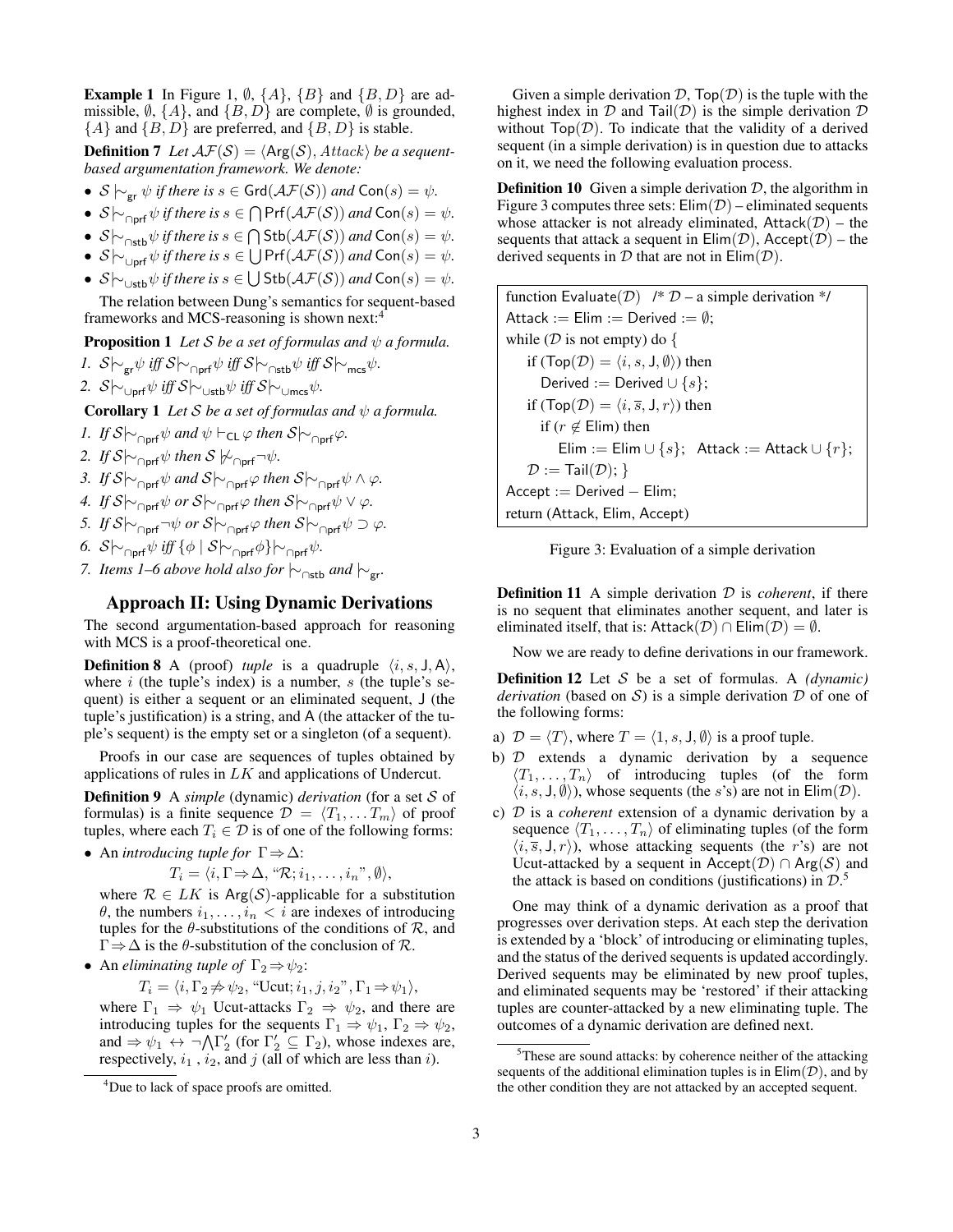**Example 1** In Figure 1, $\emptyset$, $\{A\}$, $\{B\}$ and $\{B, D\}$ are admissible, $\emptyset$, $\{A\}$, and $\{B, D\}$ are complete, $\emptyset$ is grounded, $\{A\}$ and $\{B, D\}$ are preferred, and $\{B, D\}$ is stable.

**Definition 7** *Let $\mathcal{AF}(\mathcal{S}) = \langle \mathsf{Arg}(\mathcal{S}), Attack\rangle$ be a sequent-based argumentation framework. We denote:*

- $\mathcal{S} \mathrel{|\!\sim}_{\mathsf{gr}} \psi$ *if there is* $s \in \mathsf{Grd}(\mathcal{AF}(\mathcal{S}))$ *and* $\mathsf{Con}(s) = \psi$.
- $\mathcal{S} \mathrel{|\!\sim}_{\cap\mathsf{prf}} \psi$ *if there is* $s \in \bigcap \mathsf{Prf}(\mathcal{AF}(\mathcal{S}))$ *and* $\mathsf{Con}(s) = \psi$.
- $\mathcal{S} \mathrel{|\!\sim}_{\cap\mathsf{stb}} \psi$ *if there is* $s \in \bigcap \mathsf{Stb}(\mathcal{AF}(\mathcal{S}))$ *and* $\mathsf{Con}(s) = \psi$.
- $\mathcal{S} \mathrel{|\!\sim}_{\cup\mathsf{prf}} \psi$ *if there is* $s \in \bigcup \mathsf{Prf}(\mathcal{AF}(\mathcal{S}))$ *and* $\mathsf{Con}(s) = \psi$.
- $\mathcal{S} \mathrel{|\!\sim}_{\cup\mathsf{stb}} \psi$ *if there is* $s \in \bigcup \mathsf{Stb}(\mathcal{AF}(\mathcal{S}))$ *and* $\mathsf{Con}(s) = \psi$.

The relation between Dung's semantics for sequent-based frameworks and MCS-reasoning is shown next:[4]

**Proposition 1** *Let $\mathcal{S}$ be a set of formulas and $\psi$ a formula.*

1. $\mathcal{S} \mathrel{|\!\sim}_{\mathsf{gr}} \psi$ *iff* $\mathcal{S} \mathrel{|\!\sim}_{\cap\mathsf{prf}} \psi$ *iff* $\mathcal{S} \mathrel{|\!\sim}_{\cap\mathsf{stb}} \psi$ *iff* $\mathcal{S} \mathrel{|\!\sim}_{\mathsf{mcs}} \psi$.
2. $\mathcal{S} \mathrel{|\!\sim}_{\cup\mathsf{prf}} \psi$ *iff* $\mathcal{S} \mathrel{|\!\sim}_{\cup\mathsf{stb}} \psi$ *iff* $\mathcal{S} \mathrel{|\!\sim}_{\cup\mathsf{mcs}} \psi$.

**Corollary 1** *Let $\mathcal{S}$ be a set of formulas and $\psi$ a formula.*

1. *If* $\mathcal{S} \mathrel{|\!\sim}_{\cap\mathsf{prf}} \psi$ *and* $\psi \vdash_{\mathsf{CL}} \varphi$ *then* $\mathcal{S} \mathrel{|\!\sim}_{\cap\mathsf{prf}} \varphi$.
2. *If* $\mathcal{S} \mathrel{|\!\sim}_{\cap\mathsf{prf}} \psi$ *then* $\mathcal{S} \not\mathrel{|\!\sim}_{\cap\mathsf{prf}} \neg\psi$.
3. *If* $\mathcal{S} \mathrel{|\!\sim}_{\cap\mathsf{prf}} \psi$ *and* $\mathcal{S} \mathrel{|\!\sim}_{\cap\mathsf{prf}} \varphi$ *then* $\mathcal{S} \mathrel{|\!\sim}_{\cap\mathsf{prf}} \psi \wedge \varphi$.
4. *If* $\mathcal{S} \mathrel{|\!\sim}_{\cap\mathsf{prf}} \psi$ *or* $\mathcal{S} \mathrel{|\!\sim}_{\cap\mathsf{prf}} \varphi$ *then* $\mathcal{S} \mathrel{|\!\sim}_{\cap\mathsf{prf}} \psi \vee \varphi$.
5. *If* $\mathcal{S} \mathrel{|\!\sim}_{\cap\mathsf{prf}} \neg\psi$ *or* $\mathcal{S} \mathrel{|\!\sim}_{\cap\mathsf{prf}} \varphi$ *then* $\mathcal{S} \mathrel{|\!\sim}_{\cap\mathsf{prf}} \psi \supset \varphi$.
6. $\mathcal{S} \mathrel{|\!\sim}_{\cap\mathsf{prf}} \psi$ *iff* $\{\phi \mid \mathcal{S} \mathrel{|\!\sim}_{\cap\mathsf{prf}} \phi\} \mathrel{|\!\sim}_{\cap\mathsf{prf}} \psi$.
7. *Items 1–6 above hold also for* $\mathrel{|\!\sim}_{\cap\mathsf{stb}}$ *and* $\mathrel{|\!\sim}_{\mathsf{gr}}$.

## Approach II: Using Dynamic Derivations

The second argumentation-based approach for reasoning with MCS is a proof-theoretical one.

**Definition 8** A (proof) *tuple* is a quadruple $\langle i, s, \mathsf{J}, \mathsf{A}\rangle$, where $i$ (the tuple's index) is a number, $s$ (the tuple's sequent) is either a sequent or an eliminated sequent, $\mathsf{J}$ (the tuple's justification) is a string, and $\mathsf{A}$ (the attacker of the tuple's sequent) is the empty set or a singleton (of a sequent).

Proofs in our case are sequences of tuples obtained by applications of rules in $LK$ and applications of Undercut.

**Definition 9** A *simple* (dynamic) *derivation* (for a set $\mathcal{S}$ of formulas) is a finite sequence $\mathcal{D} = \langle T_1, \ldots T_m\rangle$ of proof tuples, where each $T_i \in \mathcal{D}$ is of one of the following forms:

- An *introducing tuple for* $\Gamma \Rightarrow \Delta$:
$$T_i = \langle i, \Gamma \Rightarrow \Delta, \text{“}\mathcal{R}; i_1, \ldots, i_n\text{”}, \emptyset\rangle,$$
where $\mathcal{R} \in LK$ is $\mathsf{Arg}(\mathcal{S})$-applicable for a substitution $\theta$, the numbers $i_1, \ldots, i_n < i$ are indexes of introducing tuples for the $\theta$-substitutions of the conditions of $\mathcal{R}$, and $\Gamma \Rightarrow \Delta$ is the $\theta$-substitution of the conclusion of $\mathcal{R}$.
- An *eliminating tuple of* $\Gamma_2 \Rightarrow \psi_2$:
$$T_i = \langle i, \Gamma_2 \not\Rightarrow \psi_2, \text{“Ucut}; i_1, j, i_2\text{”}, \Gamma_1 \Rightarrow \psi_1\rangle,$$
where $\Gamma_1 \Rightarrow \psi_1$ Ucut-attacks $\Gamma_2 \Rightarrow \psi_2$, and there are introducing tuples for the sequents $\Gamma_1 \Rightarrow \psi_1$, $\Gamma_2 \Rightarrow \psi_2$, and $\Rightarrow \psi_1 \leftrightarrow \neg\bigwedge\Gamma_2'$ (for $\Gamma_2' \subseteq \Gamma_2$), whose indexes are, respectively, $i_1$, $i_2$, and $j$ (all of which are less than $i$).

Given a simple derivation $\mathcal{D}$, $\mathsf{Top}(\mathcal{D})$ is the tuple with the highest index in $\mathcal{D}$ and $\mathsf{Tail}(\mathcal{D})$ is the simple derivation $\mathcal{D}$ without $\mathsf{Top}(\mathcal{D})$. To indicate that the validity of a derived sequent (in a simple derivation) is in question due to attacks on it, we need the following evaluation process.

**Definition 10** Given a simple derivation $\mathcal{D}$, the algorithm in Figure 3 computes three sets: $\mathsf{Elim}(\mathcal{D})$ – eliminated sequents whose attacker is not already eliminated, $\mathsf{Attack}(\mathcal{D})$ – the sequents that attack a sequent in $\mathsf{Elim}(\mathcal{D})$, $\mathsf{Accept}(\mathcal{D})$ – the derived sequents in $\mathcal{D}$ that are not in $\mathsf{Elim}(\mathcal{D})$.

```
function Evaluate(D)   /* D – a simple derivation */
Attack := Elim := Derived := ∅;
while (D is not empty) do {
    if (Top(D) = ⟨i, s, J, ∅⟩) then
       Derived := Derived ∪ {s};
    if (Top(D) = ⟨i, s̄, J, r⟩) then
       if (r ∉ Elim) then
          Elim := Elim ∪ {s};   Attack := Attack ∪ {r};
    D := Tail(D); }
Accept := Derived − Elim;
return (Attack, Elim, Accept)
```

Figure 3: Evaluation of a simple derivation

**Definition 11** A simple derivation $\mathcal{D}$ is *coherent*, if there is no sequent that eliminates another sequent, and later is eliminated itself, that is: $\mathsf{Attack}(\mathcal{D}) \cap \mathsf{Elim}(\mathcal{D}) = \emptyset$.

Now we are ready to define derivations in our framework.

**Definition 12** Let $\mathcal{S}$ be a set of formulas. A *(dynamic) derivation* (based on $\mathcal{S}$) is a simple derivation $\mathcal{D}$ of one of the following forms:

a) $\mathcal{D} = \langle T\rangle$, where $T = \langle 1, s, \mathsf{J}, \emptyset\rangle$ is a proof tuple.

b) $\mathcal{D}$ extends a dynamic derivation by a sequence $\langle T_1, \ldots, T_n\rangle$ of introducing tuples (of the form $\langle i, s, \mathsf{J}, \emptyset\rangle$), whose sequents (the $s$'s) are not in $\mathsf{Elim}(\mathcal{D})$.

c) $\mathcal{D}$ is a *coherent* extension of a dynamic derivation by a sequence $\langle T_1, \ldots, T_n\rangle$ of eliminating tuples (of the form $\langle i, \overline{s}, \mathsf{J}, r\rangle$), whose attacking sequents (the $r$'s) are not Ucut-attacked by a sequent in $\mathsf{Accept}(\mathcal{D}) \cap \mathsf{Arg}(\mathcal{S})$ and the attack is based on conditions (justifications) in $\mathcal{D}$.[5]

One may think of a dynamic derivation as a proof that progresses over derivation steps. At each step the derivation is extended by a 'block' of introducing or eliminating tuples, and the status of the derived sequents is updated accordingly. Derived sequents may be eliminated by new proof tuples, and eliminated sequents may be 'restored' if their attacking tuples are counter-attacked by a new eliminating tuple. The outcomes of a dynamic derivation are defined next.

[4] Due to lack of space proofs are omitted.

[5] These are sound attacks: by coherence neither of the attacking sequents of the additional elimination tuples is in $\mathsf{Elim}(\mathcal{D})$, and by the other condition they are not attacked by an accepted sequent.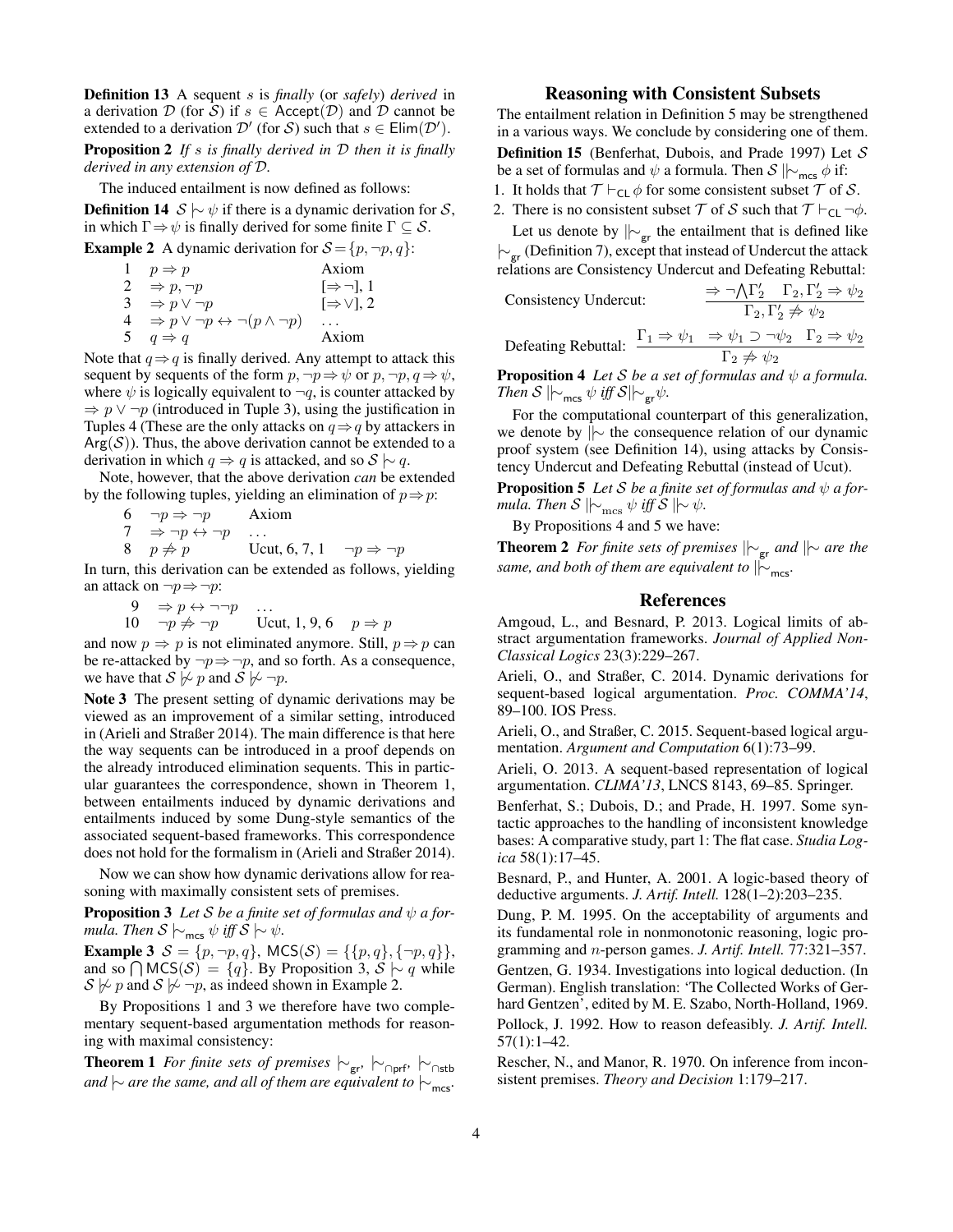**Definition 13** A sequent $s$ is *finally* (or *safely*) *derived* in a derivation $\mathcal{D}$ (for $\mathcal{S}$) if $s \in \mathsf{Accept}(\mathcal{D})$ and $\mathcal{D}$ cannot be extended to a derivation $\mathcal{D}'$ (for $\mathcal{S}$) such that $s \in \mathsf{Elim}(\mathcal{D}')$.

**Proposition 2** *If $s$ is finally derived in $\mathcal{D}$ then it is finally derived in any extension of $\mathcal{D}$.*

The induced entailment is now defined as follows:

**Definition 14** $\mathcal{S} \mid\!\sim \psi$ if there is a dynamic derivation for $\mathcal{S}$, in which $\Gamma \Rightarrow \psi$ is finally derived for some finite $\Gamma \subseteq \mathcal{S}$.

**Example 2** A dynamic derivation for $\mathcal{S} = \{p, \neg p, q\}$:

| | | |
|---|---|---|
| 1 | $p \Rightarrow p$ | Axiom |
| 2 | $\Rightarrow p, \neg p$ | $[\Rightarrow\neg]$, 1 |
| 3 | $\Rightarrow p \vee \neg p$ | $[\Rightarrow\vee]$, 2 |
| 4 | $\Rightarrow p \vee \neg p \leftrightarrow \neg(p \wedge \neg p)$ | ... |
| 5 | $q \Rightarrow q$ | Axiom |

Note that $q \Rightarrow q$ is finally derived. Any attempt to attack this sequent by sequents of the form $p, \neg p \Rightarrow \psi$ or $p, \neg p, q \Rightarrow \psi$, where $\psi$ is logically equivalent to $\neg q$, is counter attacked by $\Rightarrow p \vee \neg p$ (introduced in Tuple 3), using the justification in Tuples 4 (These are the only attacks on $q \Rightarrow q$ by attackers in $\mathsf{Arg}(\mathcal{S})$). Thus, the above derivation cannot be extended to a derivation in which $q \Rightarrow q$ is attacked, and so $\mathcal{S} \mid\!\sim q$.

Note, however, that the above derivation *can* be extended by the following tuples, yielding an elimination of $p \Rightarrow p$:

| | | | |
|---|---|---|---|
| 6 | $\neg p \Rightarrow \neg p$ | Axiom | |
| 7 | $\Rightarrow \neg p \leftrightarrow \neg p$ | ... | |
| 8 | $p \not\Rightarrow p$ | Ucut, 6, 7, 1 | $\neg p \Rightarrow \neg p$ |

In turn, this derivation can be extended as follows, yielding an attack on $\neg p \Rightarrow \neg p$:

| | | | |
|---|---|---|---|
| 9 | $\Rightarrow p \leftrightarrow \neg\neg p$ | ... | |
| 10 | $\neg p \not\Rightarrow \neg p$ | Ucut, 1, 9, 6 | $p \Rightarrow p$ |

and now $p \Rightarrow p$ is not eliminated anymore. Still, $p \Rightarrow p$ can be re-attacked by $\neg p \Rightarrow \neg p$, and so forth. As a consequence, we have that $\mathcal{S} \not\mid\!\sim p$ and $\mathcal{S} \not\mid\!\sim \neg p$.

**Note 3** The present setting of dynamic derivations may be viewed as an improvement of a similar setting, introduced in (Arieli and Straßer 2014). The main difference is that here the way sequents can be introduced in a proof depends on the already introduced elimination sequents. This in particular guarantees the correspondence, shown in Theorem 1, between entailments induced by dynamic derivations and entailments induced by some Dung-style semantics of the associated sequent-based frameworks. This correspondence does not hold for the formalism in (Arieli and Straßer 2014).

Now we can show how dynamic derivations allow for reasoning with maximally consistent sets of premises.

**Proposition 3** *Let $\mathcal{S}$ be a finite set of formulas and $\psi$ a formula. Then $\mathcal{S} \mid\!\sim_{\mathsf{mcs}} \psi$ iff $\mathcal{S} \mid\!\sim \psi$.*

**Example 3** $\mathcal{S} = \{p, \neg p, q\}$, $\mathsf{MCS}(\mathcal{S}) = \{\{p, q\}, \{\neg p, q\}\}$, and so $\bigcap \mathsf{MCS}(\mathcal{S}) = \{q\}$. By Proposition 3, $\mathcal{S} \mid\!\sim q$ while $\mathcal{S} \not\mid\!\sim p$ and $\mathcal{S} \not\mid\!\sim \neg p$, as indeed shown in Example 2.

By Propositions 1 and 3 we therefore have two complementary sequent-based argumentation methods for reasoning with maximal consistency:

**Theorem 1** *For finite sets of premises $\mid\!\sim_{\mathsf{gr}}$, $\mid\!\sim_{\cap\mathsf{prf}}$, $\mid\!\sim_{\cap\mathsf{stb}}$ and $\mid\!\sim$ are the same, and all of them are equivalent to $\mid\!\sim_{\mathsf{mcs}}$.*

## Reasoning with Consistent Subsets

The entailment relation in Definition 5 may be strengthened in a various ways. We conclude by considering one of them.

**Definition 15** (Benferhat, Dubois, and Prade 1997) Let $\mathcal{S}$ be a set of formulas and $\psi$ a formula. Then $\mathcal{S} \mid\!\mid\!\sim_{\mathsf{mcs}} \phi$ if:

1. It holds that $\mathcal{T} \vdash_{\mathsf{CL}} \phi$ for some consistent subset $\mathcal{T}$ of $\mathcal{S}$.
2. There is no consistent subset $\mathcal{T}$ of $\mathcal{S}$ such that $\mathcal{T} \vdash_{\mathsf{CL}} \neg\phi$.

Let us denote by $\mid\!\mid\!\sim_{\mathsf{gr}}$ the entailment that is defined like $\mid\!\sim_{\mathsf{gr}}$ (Definition 7), except that instead of Undercut the attack relations are Consistency Undercut and Defeating Rebuttal:

Consistency Undercut:
$$\frac{\Rightarrow \neg \bigwedge \Gamma_2' \quad \Gamma_2, \Gamma_2' \Rightarrow \psi_2}{\Gamma_2, \Gamma_2' \not\Rightarrow \psi_2}$$

Defeating Rebuttal:
$$\frac{\Gamma_1 \Rightarrow \psi_1 \quad \Rightarrow \psi_1 \supset \neg\psi_2 \quad \Gamma_2 \Rightarrow \psi_2}{\Gamma_2 \not\Rightarrow \psi_2}$$

**Proposition 4** *Let $\mathcal{S}$ be a set of formulas and $\psi$ a formula. Then $\mathcal{S} \mid\!\mid\!\sim_{\mathsf{mcs}} \psi$ iff $\mathcal{S} \mid\!\mid\!\sim_{\mathsf{gr}} \psi$.*

For the computational counterpart of this generalization, we denote by $\mid\!\mid\!\sim$ the consequence relation of our dynamic proof system (see Definition 14), using attacks by Consistency Undercut and Defeating Rebuttal (instead of Ucut).

**Proposition 5** *Let $\mathcal{S}$ be a finite set of formulas and $\psi$ a formula. Then $\mathcal{S} \mid\!\mid\!\sim_{\mathrm{mcs}} \psi$ iff $\mathcal{S} \mid\!\mid\!\sim \psi$.*

By Propositions 4 and 5 we have:

**Theorem 2** *For finite sets of premises $\mid\!\mid\!\sim_{\mathsf{gr}}$ and $\mid\!\mid\!\sim$ are the same, and both of them are equivalent to $\mid\!\mid\!\sim_{\mathsf{mcs}}$.*

## References

Amgoud, L., and Besnard, P. 2013. Logical limits of abstract argumentation frameworks. *Journal of Applied Non-Classical Logics* 23(3):229–267.

Arieli, O., and Straßer, C. 2014. Dynamic derivations for sequent-based logical argumentation. *Proc. COMMA'14*, 89–100. IOS Press.

Arieli, O., and Straßer, C. 2015. Sequent-based logical argumentation. *Argument and Computation* 6(1):73–99.

Arieli, O. 2013. A sequent-based representation of logical argumentation. *CLIMA'13*, LNCS 8143, 69–85. Springer.

Benferhat, S.; Dubois, D.; and Prade, H. 1997. Some syntactic approaches to the handling of inconsistent knowledge bases: A comparative study, part 1: The flat case. *Studia Logica* 58(1):17–45.

Besnard, P., and Hunter, A. 2001. A logic-based theory of deductive arguments. *J. Artif. Intell.* 128(1–2):203–235.

Dung, P. M. 1995. On the acceptability of arguments and its fundamental role in nonmonotonic reasoning, logic programming and $n$-person games. *J. Artif. Intell.* 77:321–357.

Gentzen, G. 1934. Investigations into logical deduction. (In German). English translation: 'The Collected Works of Gerhard Gentzen', edited by M. E. Szabo, North-Holland, 1969.

Pollock, J. 1992. How to reason defeasibly. *J. Artif. Intell.* 57(1):1–42.

Rescher, N., and Manor, R. 1970. On inference from inconsistent premises. *Theory and Decision* 1:179–217.